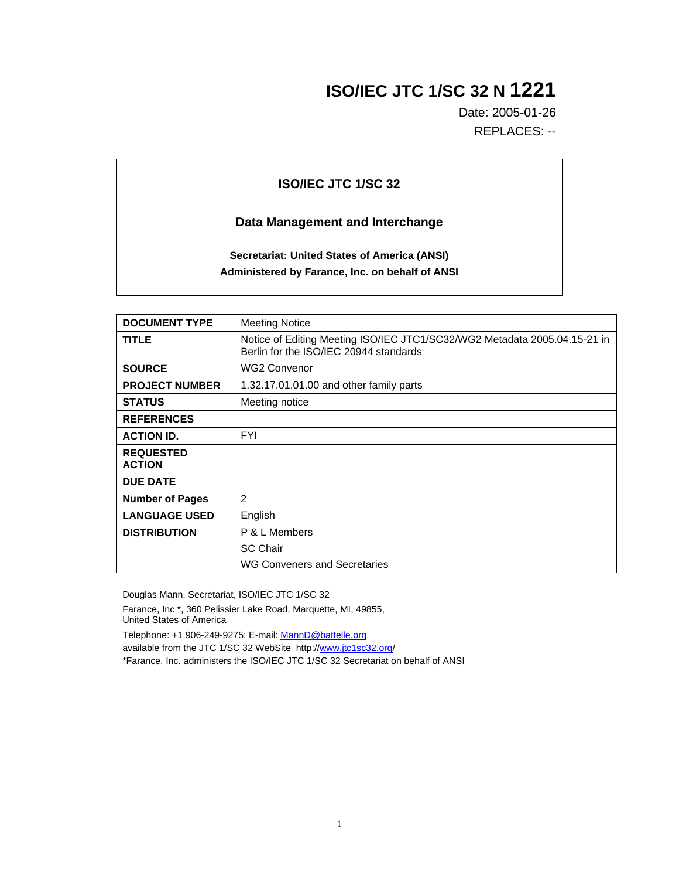# ISO/IEC JTC 1/SC 32 N 1221

Date: 2005-01-26

REPLACES: --

**ISO/IEC JTC 1/SC 32**

**Data Management and Interchange**

**Secretariat: United States of America (ANSI)**

**Administered by Farance, Inc. on behalf of ANSI**

| | |
|---|---|
| **DOCUMENT TYPE** | Meeting Notice |
| **TITLE** | Notice of Editing Meeting ISO/IEC JTC1/SC32/WG2 Metadata 2005.04.15-21 in Berlin for the ISO/IEC 20944 standards |
| **SOURCE** | WG2 Convenor |
| **PROJECT NUMBER** | 1.32.17.01.01.00 and other family parts |
| **STATUS** | Meeting notice |
| **REFERENCES** | |
| **ACTION ID.** | FYI |
| **REQUESTED ACTION** | |
| **DUE DATE** | |
| **Number of Pages** | 2 |
| **LANGUAGE USED** | English |
| **DISTRIBUTION** | P & L Members<br>SC Chair<br>WG Conveners and Secretaries |

Douglas Mann, Secretariat, ISO/IEC JTC 1/SC 32

Farance, Inc *, 360 Pelissier Lake Road, Marquette, MI, 49855, United States of America

Telephone: +1 906-249-9275; E-mail: MannD@battelle.org

available from the JTC 1/SC 32 WebSite http://www.jtc1sc32.org/

*Farance, Inc. administers the ISO/IEC JTC 1/SC 32 Secretariat on behalf of ANSI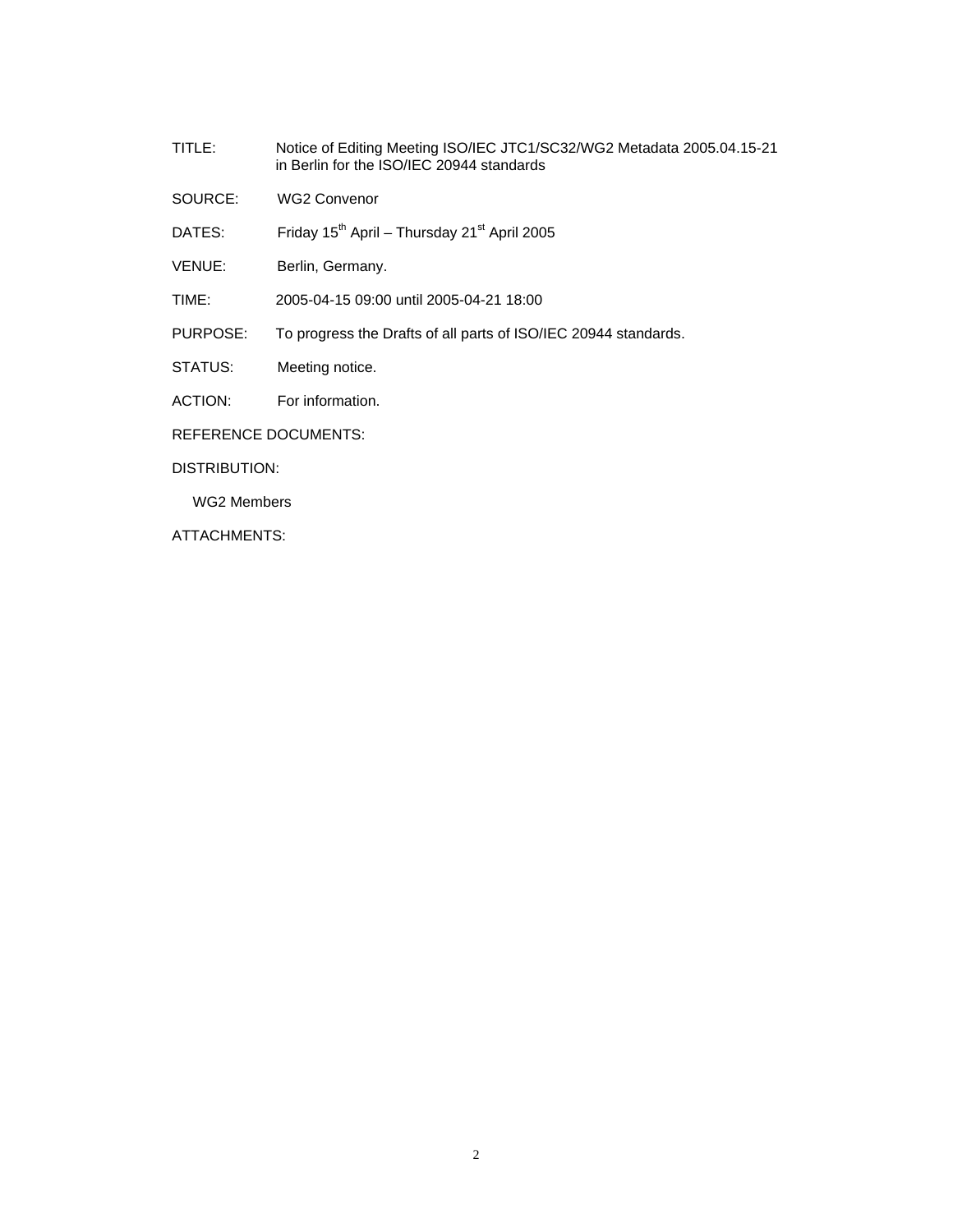TITLE: Notice of Editing Meeting ISO/IEC JTC1/SC32/WG2 Metadata 2005.04.15-21 in Berlin for the ISO/IEC 20944 standards

SOURCE: WG2 Convenor

DATES: Friday 15th April – Thursday 21st April 2005

VENUE: Berlin, Germany.

TIME: 2005-04-15 09:00 until 2005-04-21 18:00

PURPOSE: To progress the Drafts of all parts of ISO/IEC 20944 standards.

STATUS: Meeting notice.

ACTION: For information.

REFERENCE DOCUMENTS:

DISTRIBUTION:

WG2 Members

ATTACHMENTS: